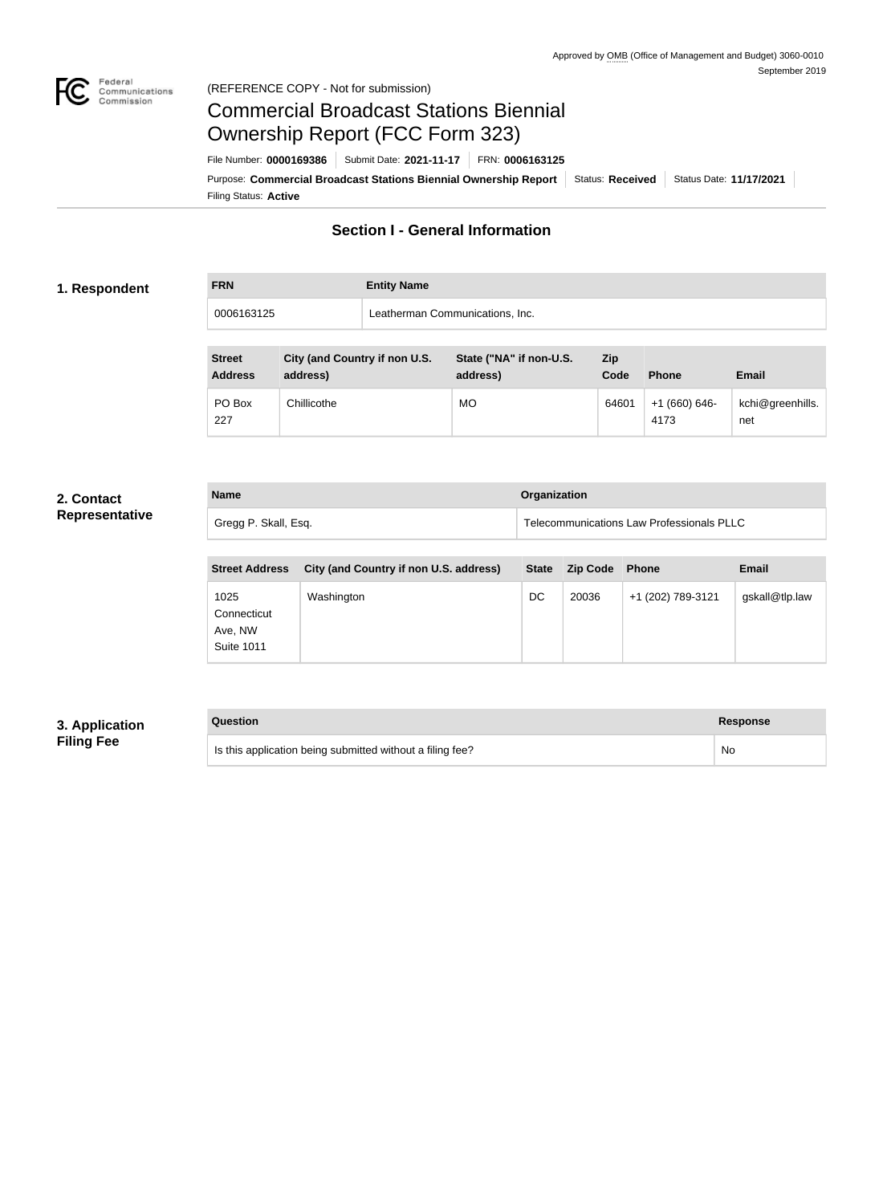Approved by OMB (Office of Management and Budget) 3060-0010
September 2019

(REFERENCE COPY - Not for submission)

# Commercial Broadcast Stations Biennial Ownership Report (FCC Form 323)

File Number: **0000169386** | Submit Date: **2021-11-17** | FRN: **0006163125**

Purpose: **Commercial Broadcast Stations Biennial Ownership Report** | Status: **Received** | Status Date: **11/17/2021**

Filing Status: **Active**

## Section I - General Information

### 1. Respondent

| FRN | Entity Name |
|---|---|
| 0006163125 | Leatherman Communications, Inc. |

| Street Address | City (and Country if non U.S. address) | State ("NA" if non-U.S. address) | Zip Code | Phone | Email |
|---|---|---|---|---|---|
| PO Box 227 | Chillicothe | MO | 64601 | +1 (660) 646-4173 | kchi@greenhills.net |

### 2. Contact Representative

| Name | Organization |
|---|---|
| Gregg P. Skall, Esq. | Telecommunications Law Professionals PLLC |

| Street Address | City (and Country if non U.S. address) | State | Zip Code | Phone | Email |
|---|---|---|---|---|---|
| 1025 Connecticut Ave, NW Suite 1011 | Washington | DC | 20036 | +1 (202) 789-3121 | gskall@tlp.law |

### 3. Application Filing Fee

| Question | Response |
|---|---|
| Is this application being submitted without a filing fee? | No |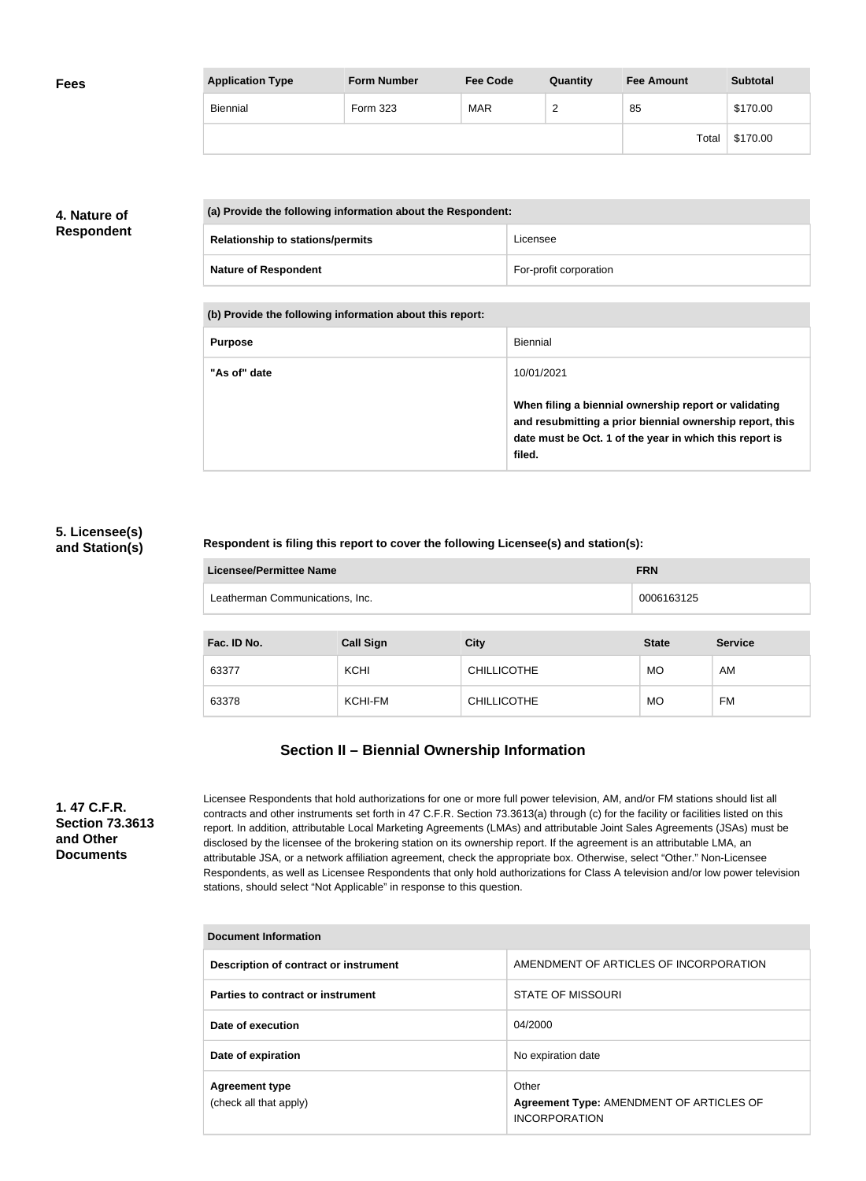## Fees

| Application Type | Form Number | Fee Code | Quantity | Fee Amount | Subtotal |
|---|---|---|---|---|---|
| Biennial | Form 323 | MAR | 2 | 85 | $170.00 |
| | | | | Total | $170.00 |

## 4. Nature of Respondent

| (a) Provide the following information about the Respondent: | |
|---|---|
| Relationship to stations/permits | Licensee |
| Nature of Respondent | For-profit corporation |

| (b) Provide the following information about this report: | |
|---|---|
| Purpose | Biennial |
| "As of" date | 10/01/2021<br><br>**When filing a biennial ownership report or validating and resubmitting a prior biennial ownership report, this date must be Oct. 1 of the year in which this report is filed.** |

## 5. Licensee(s) and Station(s)

**Respondent is filing this report to cover the following Licensee(s) and station(s):**

| Licensee/Permittee Name | FRN |
|---|---|
| Leatherman Communications, Inc. | 0006163125 |

| Fac. ID No. | Call Sign | City | State | Service |
|---|---|---|---|---|
| 63377 | KCHI | CHILLICOTHE | MO | AM |
| 63378 | KCHI-FM | CHILLICOTHE | MO | FM |

# Section II – Biennial Ownership Information

## 1. 47 C.F.R. Section 73.3613 and Other Documents

Licensee Respondents that hold authorizations for one or more full power television, AM, and/or FM stations should list all contracts and other instruments set forth in 47 C.F.R. Section 73.3613(a) through (c) for the facility or facilities listed on this report. In addition, attributable Local Marketing Agreements (LMAs) and attributable Joint Sales Agreements (JSAs) must be disclosed by the licensee of the brokering station on its ownership report. If the agreement is an attributable LMA, an attributable JSA, or a network affiliation agreement, check the appropriate box. Otherwise, select "Other." Non-Licensee Respondents, as well as Licensee Respondents that only hold authorizations for Class A television and/or low power television stations, should select "Not Applicable" in response to this question.

| Document Information | |
|---|---|
| Description of contract or instrument | AMENDMENT OF ARTICLES OF INCORPORATION |
| Parties to contract or instrument | STATE OF MISSOURI |
| Date of execution | 04/2000 |
| Date of expiration | No expiration date |
| Agreement type<br>(check all that apply) | Other<br>**Agreement Type:** AMENDMENT OF ARTICLES OF INCORPORATION |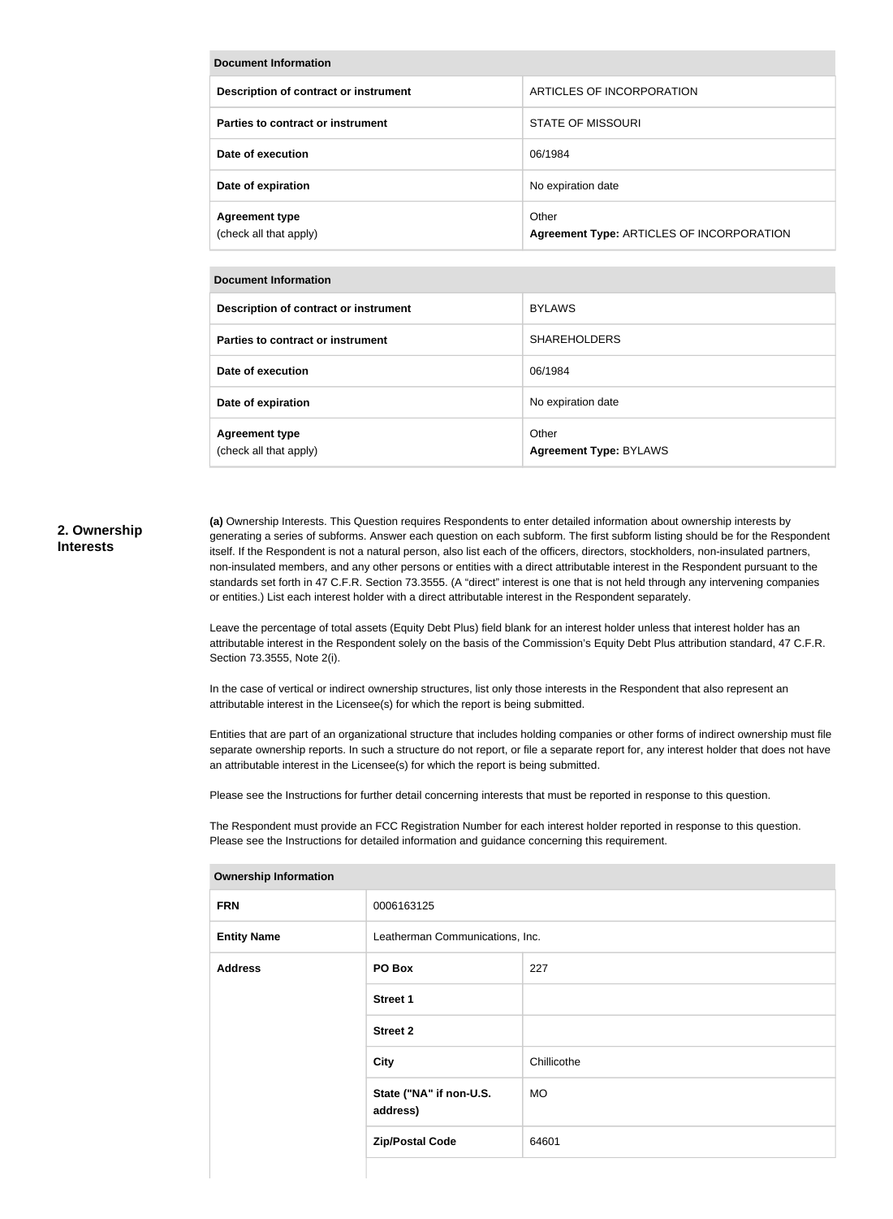| Document Information | |
|---|---|
| Description of contract or instrument | ARTICLES OF INCORPORATION |
| Parties to contract or instrument | STATE OF MISSOURI |
| Date of execution | 06/1984 |
| Date of expiration | No expiration date |
| Agreement type (check all that apply) | Other **Agreement Type:** ARTICLES OF INCORPORATION |

| Document Information | |
|---|---|
| Description of contract or instrument | BYLAWS |
| Parties to contract or instrument | SHAREHOLDERS |
| Date of execution | 06/1984 |
| Date of expiration | No expiration date |
| Agreement type (check all that apply) | Other **Agreement Type:** BYLAWS |

## 2. Ownership Interests

**(a)** Ownership Interests. This Question requires Respondents to enter detailed information about ownership interests by generating a series of subforms. Answer each question on each subform. The first subform listing should be for the Respondent itself. If the Respondent is not a natural person, also list each of the officers, directors, stockholders, non-insulated partners, non-insulated members, and any other persons or entities with a direct attributable interest in the Respondent pursuant to the standards set forth in 47 C.F.R. Section 73.3555. (A "direct" interest is one that is not held through any intervening companies or entities.) List each interest holder with a direct attributable interest in the Respondent separately.

Leave the percentage of total assets (Equity Debt Plus) field blank for an interest holder unless that interest holder has an attributable interest in the Respondent solely on the basis of the Commission's Equity Debt Plus attribution standard, 47 C.F.R. Section 73.3555, Note 2(i).

In the case of vertical or indirect ownership structures, list only those interests in the Respondent that also represent an attributable interest in the Licensee(s) for which the report is being submitted.

Entities that are part of an organizational structure that includes holding companies or other forms of indirect ownership must file separate ownership reports. In such a structure do not report, or file a separate report for, any interest holder that does not have an attributable interest in the Licensee(s) for which the report is being submitted.

Please see the Instructions for further detail concerning interests that must be reported in response to this question.

The Respondent must provide an FCC Registration Number for each interest holder reported in response to this question. Please see the Instructions for detailed information and guidance concerning this requirement.

| Ownership Information | | |
|---|---|---|
| FRN | 0006163125 | |
| Entity Name | Leatherman Communications, Inc. | |
| Address | PO Box | 227 |
| | Street 1 | |
| | Street 2 | |
| | City | Chillicothe |
| | State ("NA" if non-U.S. address) | MO |
| | Zip/Postal Code | 64601 |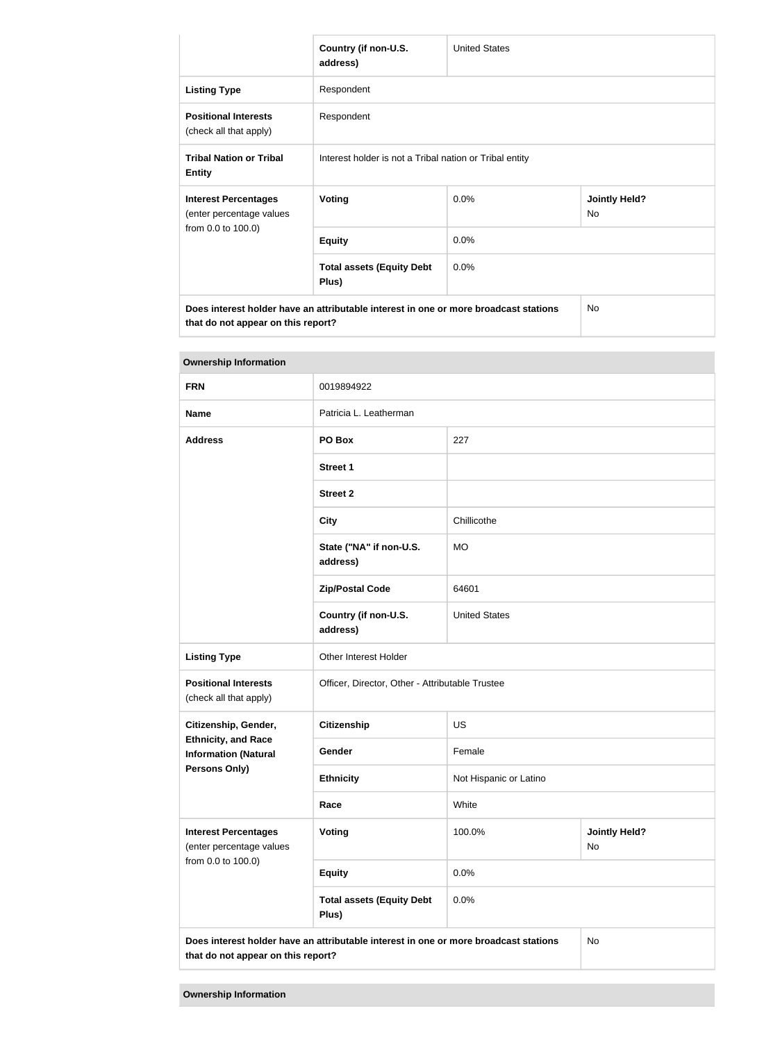| | Country (if non-U.S. address) | United States | |
|---|---|---|---|
| **Listing Type** | Respondent | | |
| **Positional Interests** (check all that apply) | Respondent | | |
| **Tribal Nation or Tribal Entity** | Interest holder is not a Tribal nation or Tribal entity | | |
| **Interest Percentages** (enter percentage values from 0.0 to 100.0) | **Voting** | 0.0% | **Jointly Held?** No |
| | **Equity** | 0.0% | |
| | **Total assets (Equity Debt Plus)** | 0.0% | |
| **Does interest holder have an attributable interest in one or more broadcast stations that do not appear on this report?** | | | No |

**Ownership Information**

| | | | |
|---|---|---|---|
| **FRN** | 0019894922 | | |
| **Name** | Patricia L. Leatherman | | |
| **Address** | **PO Box** | 227 | |
| | **Street 1** | | |
| | **Street 2** | | |
| | **City** | Chillicothe | |
| | **State ("NA" if non-U.S. address)** | MO | |
| | **Zip/Postal Code** | 64601 | |
| | **Country (if non-U.S. address)** | United States | |
| **Listing Type** | Other Interest Holder | | |
| **Positional Interests** (check all that apply) | Officer, Director, Other - Attributable Trustee | | |
| **Citizenship, Gender, Ethnicity, and Race Information (Natural Persons Only)** | **Citizenship** | US | |
| | **Gender** | Female | |
| | **Ethnicity** | Not Hispanic or Latino | |
| | **Race** | White | |
| **Interest Percentages** (enter percentage values from 0.0 to 100.0) | **Voting** | 100.0% | **Jointly Held?** No |
| | **Equity** | 0.0% | |
| | **Total assets (Equity Debt Plus)** | 0.0% | |
| **Does interest holder have an attributable interest in one or more broadcast stations that do not appear on this report?** | | | No |

**Ownership Information**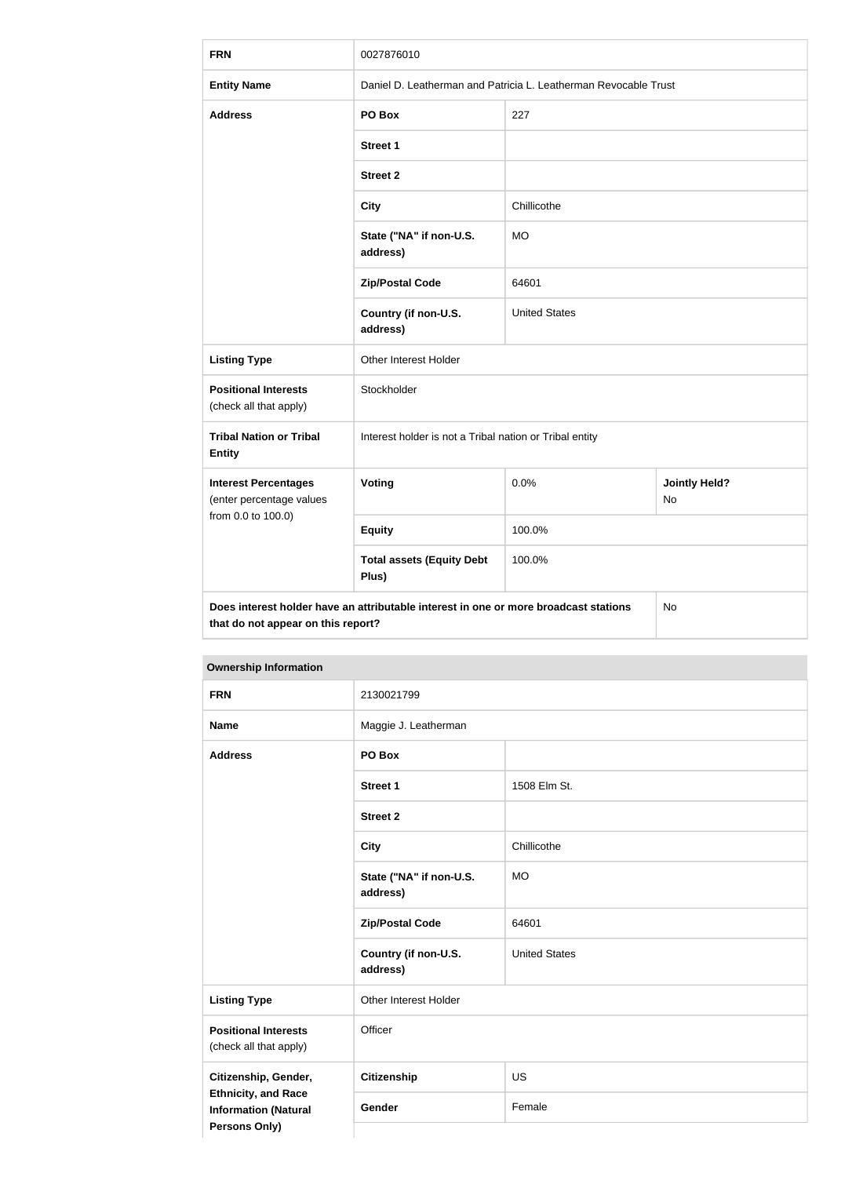| FRN | 0027876010 | | |
|---|---|---|---|
| **Entity Name** | Daniel D. Leatherman and Patricia L. Leatherman Revocable Trust | | |
| **Address** | **PO Box** | 227 | |
| | **Street 1** | | |
| | **Street 2** | | |
| | **City** | Chillicothe | |
| | **State ("NA" if non-U.S. address)** | MO | |
| | **Zip/Postal Code** | 64601 | |
| | **Country (if non-U.S. address)** | United States | |
| **Listing Type** | Other Interest Holder | | |
| **Positional Interests** (check all that apply) | Stockholder | | |
| **Tribal Nation or Tribal Entity** | Interest holder is not a Tribal nation or Tribal entity | | |
| **Interest Percentages** (enter percentage values from 0.0 to 100.0) | **Voting** | 0.0% | **Jointly Held?** No |
| | **Equity** | 100.0% | |
| | **Total assets (Equity Debt Plus)** | 100.0% | |
| **Does interest holder have an attributable interest in one or more broadcast stations that do not appear on this report?** | | | No |

**Ownership Information**

| FRN | 2130021799 | |
|---|---|---|
| **Name** | Maggie J. Leatherman | |
| **Address** | **PO Box** | |
| | **Street 1** | 1508 Elm St. |
| | **Street 2** | |
| | **City** | Chillicothe |
| | **State ("NA" if non-U.S. address)** | MO |
| | **Zip/Postal Code** | 64601 |
| | **Country (if non-U.S. address)** | United States |
| **Listing Type** | Other Interest Holder | |
| **Positional Interests** (check all that apply) | Officer | |
| **Citizenship, Gender, Ethnicity, and Race Information (Natural Persons Only)** | **Citizenship** | US |
| | **Gender** | Female |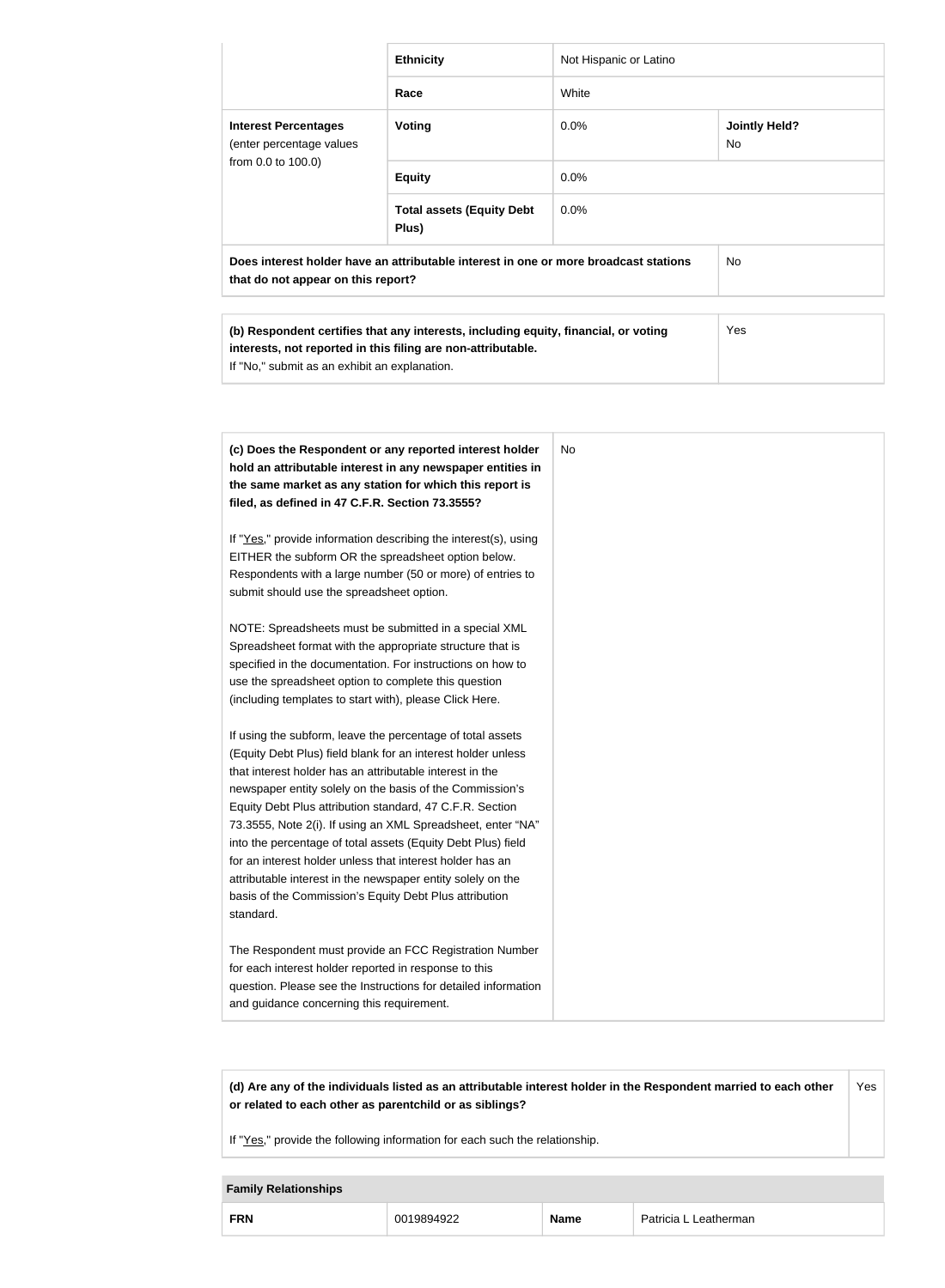| | | | |
|---|---|---|---|
| | **Ethnicity** | Not Hispanic or Latino | |
| | **Race** | White | |
| **Interest Percentages** (enter percentage values from 0.0 to 100.0) | **Voting** | 0.0% | **Jointly Held?** No |
| | **Equity** | 0.0% | |
| | **Total assets (Equity Debt Plus)** | 0.0% | |
| **Does interest holder have an attributable interest in one or more broadcast stations that do not appear on this report?** | | | No |

| | |
|---|---|
| **(b) Respondent certifies that any interests, including equity, financial, or voting interests, not reported in this filing are non-attributable.** If "No," submit as an exhibit an explanation. | Yes |

| | |
|---|---|
| **(c) Does the Respondent or any reported interest holder hold an attributable interest in any newspaper entities in the same market as any station for which this report is filed, as defined in 47 C.F.R. Section 73.3555?**<br><br>If "Yes," provide information describing the interest(s), using EITHER the subform OR the spreadsheet option below. Respondents with a large number (50 or more) of entries to submit should use the spreadsheet option.<br><br>NOTE: Spreadsheets must be submitted in a special XML Spreadsheet format with the appropriate structure that is specified in the documentation. For instructions on how to use the spreadsheet option to complete this question (including templates to start with), please Click Here.<br><br>If using the subform, leave the percentage of total assets (Equity Debt Plus) field blank for an interest holder unless that interest holder has an attributable interest in the newspaper entity solely on the basis of the Commission's Equity Debt Plus attribution standard, 47 C.F.R. Section 73.3555, Note 2(i). If using an XML Spreadsheet, enter "NA" into the percentage of total assets (Equity Debt Plus) field for an interest holder unless that interest holder has an attributable interest in the newspaper entity solely on the basis of the Commission's Equity Debt Plus attribution standard.<br><br>The Respondent must provide an FCC Registration Number for each interest holder reported in response to this question. Please see the Instructions for detailed information and guidance concerning this requirement. | No |

| | |
|---|---|
| **(d) Are any of the individuals listed as an attributable interest holder in the Respondent married to each other or related to each other as parentchild or as siblings?**<br><br>If "Yes," provide the following information for each such the relationship. | Yes |

| **Family Relationships** | | | |
|---|---|---|---|
| **FRN** | 0019894922 | **Name** | Patricia L Leatherman |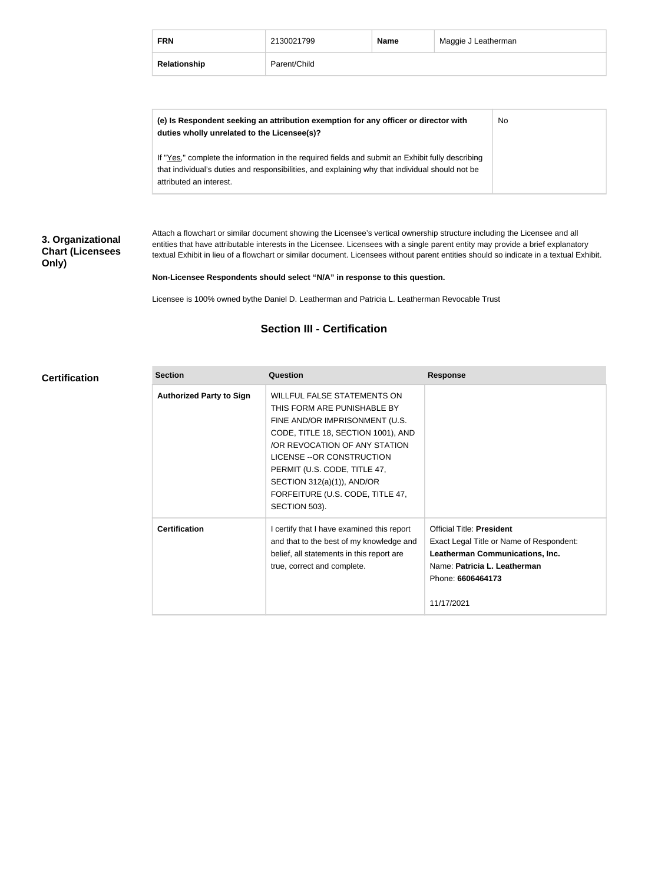| | | | |
|---|---|---|---|
| **FRN** | 2130021799 | **Name** | Maggie J Leatherman |
| **Relationship** | Parent/Child | | |

| | |
|---|---|
| **(e) Is Respondent seeking an attribution exemption for any officer or director with duties wholly unrelated to the Licensee(s)?**<br><br>If "Yes," complete the information in the required fields and submit an Exhibit fully describing that individual's duties and responsibilities, and explaining why that individual should not be attributed an interest. | No |

### 3. Organizational Chart (Licensees Only)

Attach a flowchart or similar document showing the Licensee's vertical ownership structure including the Licensee and all entities that have attributable interests in the Licensee. Licensees with a single parent entity may provide a brief explanatory textual Exhibit in lieu of a flowchart or similar document. Licensees without parent entities should so indicate in a textual Exhibit.

**Non-Licensee Respondents should select "N/A" in response to this question.**

Licensee is 100% owned bythe Daniel D. Leatherman and Patricia L. Leatherman Revocable Trust

## Section III - Certification

### Certification

| Section | Question | Response |
|---|---|---|
| **Authorized Party to Sign** | WILLFUL FALSE STATEMENTS ON THIS FORM ARE PUNISHABLE BY FINE AND/OR IMPRISONMENT (U.S. CODE, TITLE 18, SECTION 1001), AND /OR REVOCATION OF ANY STATION LICENSE --OR CONSTRUCTION PERMIT (U.S. CODE, TITLE 47, SECTION 312(a)(1)), AND/OR FORFEITURE (U.S. CODE, TITLE 47, SECTION 503). | |
| **Certification** | I certify that I have examined this report and that to the best of my knowledge and belief, all statements in this report are true, correct and complete. | Official Title: **President**<br>Exact Legal Title or Name of Respondent: **Leatherman Communications, Inc.**<br>Name: **Patricia L. Leatherman**<br>Phone: **6606464173**<br><br>11/17/2021 |